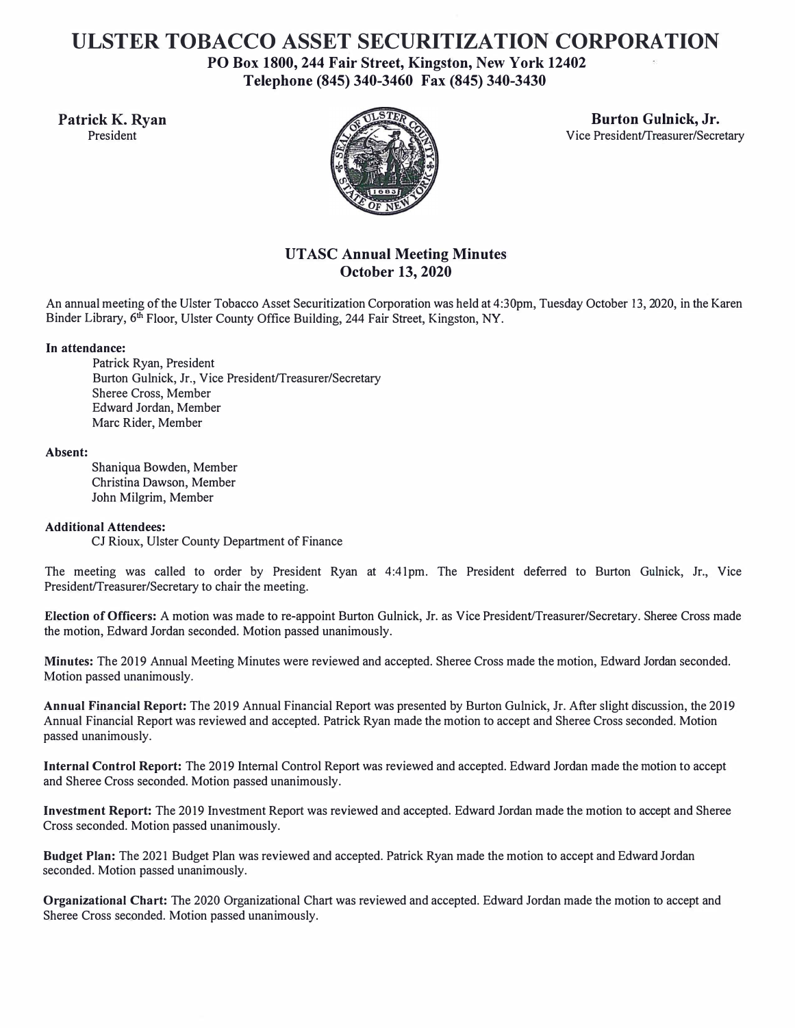# ULSTER TOBACCO ASSET SECURITIZATION CORPORATION

**PO Box 1800, 244 Fair Street, Kingston, New York 12402**
**Telephone (845) 340-3460 Fax (845) 340-3430**

**Patrick K. Ryan**
President

**Burton Gulnick, Jr.**
Vice President/Treasurer/Secretary

## UTASC Annual Meeting Minutes
## October 13, 2020

An annual meeting of the Ulster Tobacco Asset Securitization Corporation was held at 4:30pm, Tuesday October 13, 2020, in the Karen Binder Library, 6th Floor, Ulster County Office Building, 244 Fair Street, Kingston, NY.

**In attendance:**

Patrick Ryan, President
Burton Gulnick, Jr., Vice President/Treasurer/Secretary
Sheree Cross, Member
Edward Jordan, Member
Marc Rider, Member

**Absent:**

Shaniqua Bowden, Member
Christina Dawson, Member
John Milgrim, Member

**Additional Attendees:**

CJ Rioux, Ulster County Department of Finance

The meeting was called to order by President Ryan at 4:41pm. The President deferred to Burton Gulnick, Jr., Vice President/Treasurer/Secretary to chair the meeting.

**Election of Officers:** A motion was made to re-appoint Burton Gulnick, Jr. as Vice President/Treasurer/Secretary. Sheree Cross made the motion, Edward Jordan seconded. Motion passed unanimously.

**Minutes:** The 2019 Annual Meeting Minutes were reviewed and accepted. Sheree Cross made the motion, Edward Jordan seconded. Motion passed unanimously.

**Annual Financial Report:** The 2019 Annual Financial Report was presented by Burton Gulnick, Jr. After slight discussion, the 2019 Annual Financial Report was reviewed and accepted. Patrick Ryan made the motion to accept and Sheree Cross seconded. Motion passed unanimously.

**Internal Control Report:** The 2019 Internal Control Report was reviewed and accepted. Edward Jordan made the motion to accept and Sheree Cross seconded. Motion passed unanimously.

**Investment Report:** The 2019 Investment Report was reviewed and accepted. Edward Jordan made the motion to accept and Sheree Cross seconded. Motion passed unanimously.

**Budget Plan:** The 2021 Budget Plan was reviewed and accepted. Patrick Ryan made the motion to accept and Edward Jordan seconded. Motion passed unanimously.

**Organizational Chart:** The 2020 Organizational Chart was reviewed and accepted. Edward Jordan made the motion to accept and Sheree Cross seconded. Motion passed unanimously.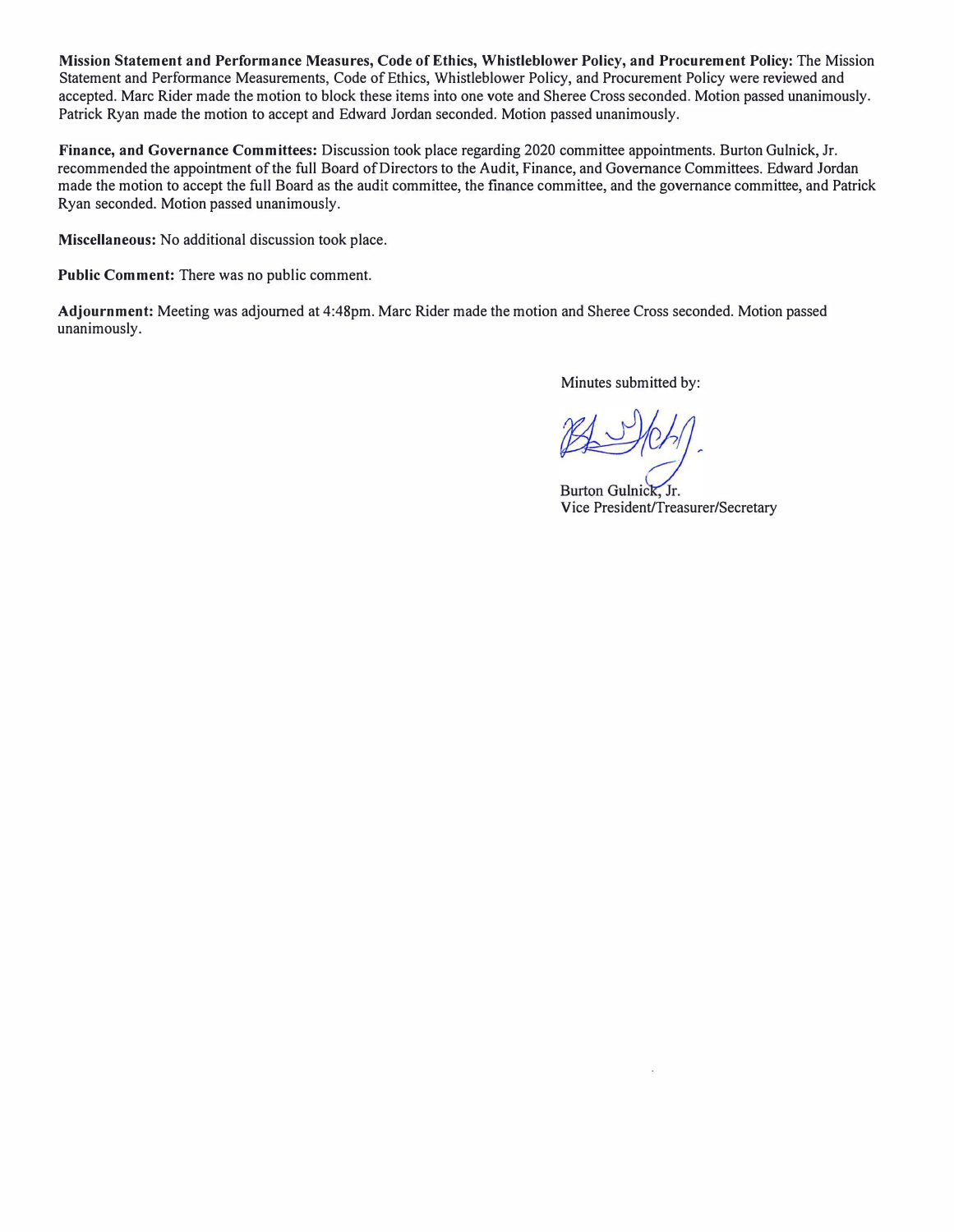**Mission Statement and Performance Measures, Code of Ethics, Whistleblower Policy, and Procurement Policy:** The Mission Statement and Performance Measurements, Code of Ethics, Whistleblower Policy, and Procurement Policy were reviewed and accepted. Marc Rider made the motion to block these items into one vote and Sheree Cross seconded. Motion passed unanimously. Patrick Ryan made the motion to accept and Edward Jordan seconded. Motion passed unanimously.

**Finance, and Governance Committees:** Discussion took place regarding 2020 committee appointments. Burton Gulnick, Jr. recommended the appointment of the full Board of Directors to the Audit, Finance, and Governance Committees. Edward Jordan made the motion to accept the full Board as the audit committee, the finance committee, and the governance committee, and Patrick Ryan seconded. Motion passed unanimously.

**Miscellaneous:** No additional discussion took place.

**Public Comment:** There was no public comment.

**Adjournment:** Meeting was adjourned at 4:48pm. Marc Rider made the motion and Sheree Cross seconded. Motion passed unanimously.

Minutes submitted by:

Burton Gulnick, Jr.
Vice President/Treasurer/Secretary